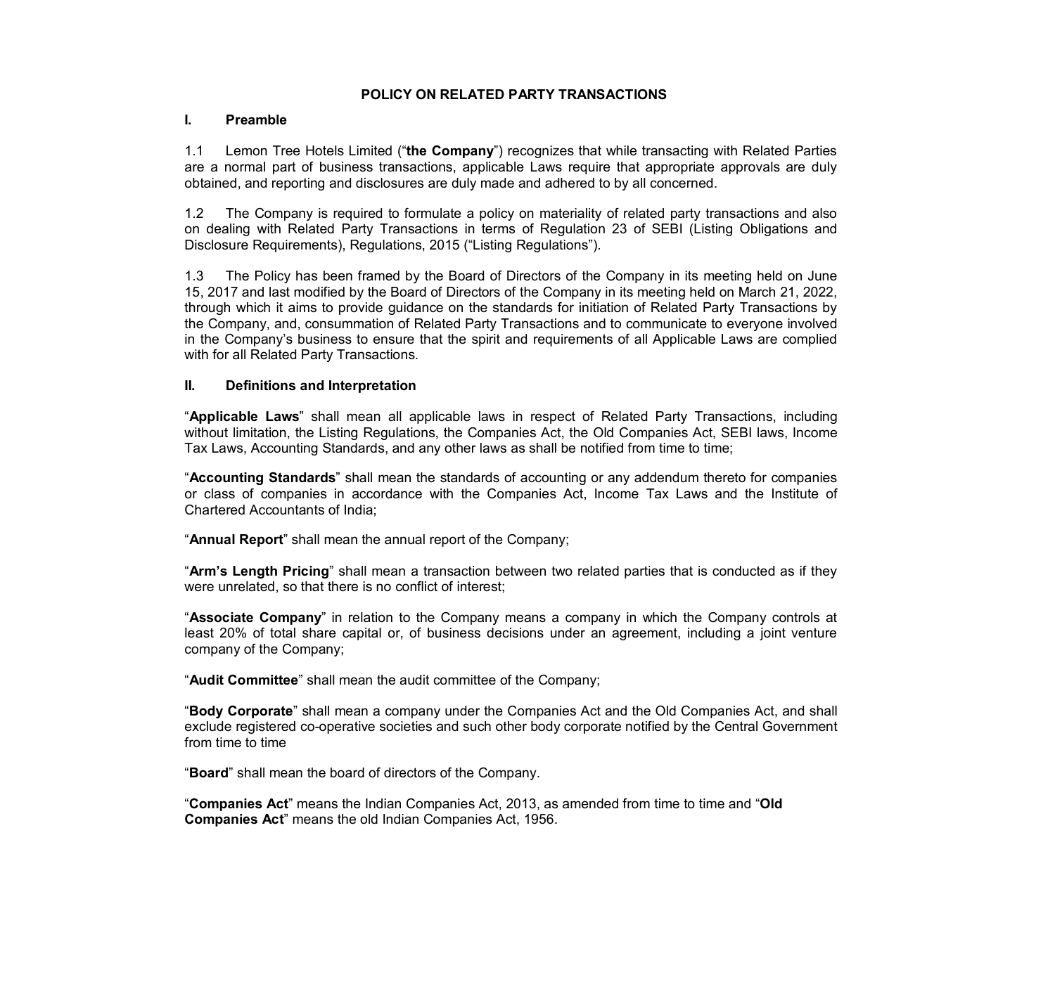# POLICY ON RELATED PARTY TRANSACTIONS

## I. Preamble

1.1 Lemon Tree Hotels Limited ("**the Company**") recognizes that while transacting with Related Parties are a normal part of business transactions, applicable Laws require that appropriate approvals are duly obtained, and reporting and disclosures are duly made and adhered to by all concerned.

1.2 The Company is required to formulate a policy on materiality of related party transactions and also on dealing with Related Party Transactions in terms of Regulation 23 of SEBI (Listing Obligations and Disclosure Requirements), Regulations, 2015 ("Listing Regulations").

1.3 The Policy has been framed by the Board of Directors of the Company in its meeting held on June 15, 2017 and last modified by the Board of Directors of the Company in its meeting held on March 21, 2022, through which it aims to provide guidance on the standards for initiation of Related Party Transactions by the Company, and, consummation of Related Party Transactions and to communicate to everyone involved in the Company's business to ensure that the spirit and requirements of all Applicable Laws are complied with for all Related Party Transactions.

## II. Definitions and Interpretation

"**Applicable Laws**" shall mean all applicable laws in respect of Related Party Transactions, including without limitation, the Listing Regulations, the Companies Act, the Old Companies Act, SEBI laws, Income Tax Laws, Accounting Standards, and any other laws as shall be notified from time to time;

"**Accounting Standards**" shall mean the standards of accounting or any addendum thereto for companies or class of companies in accordance with the Companies Act, Income Tax Laws and the Institute of Chartered Accountants of India;

"**Annual Report**" shall mean the annual report of the Company;

"**Arm's Length Pricing**" shall mean a transaction between two related parties that is conducted as if they were unrelated, so that there is no conflict of interest;

"**Associate Company**" in relation to the Company means a company in which the Company controls at least 20% of total share capital or, of business decisions under an agreement, including a joint venture company of the Company;

"**Audit Committee**" shall mean the audit committee of the Company;

"**Body Corporate**" shall mean a company under the Companies Act and the Old Companies Act, and shall exclude registered co-operative societies and such other body corporate notified by the Central Government from time to time

"**Board**" shall mean the board of directors of the Company.

"**Companies Act**" means the Indian Companies Act, 2013, as amended from time to time and "**Old Companies Act**" means the old Indian Companies Act, 1956.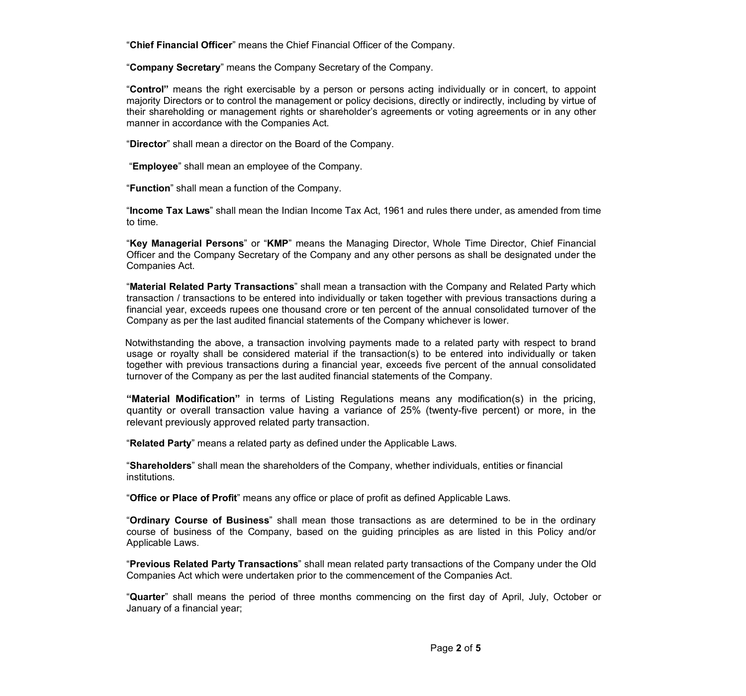"**Chief Financial Officer**" means the Chief Financial Officer of the Company.

"**Company Secretary**" means the Company Secretary of the Company.

"**Control"** means the right exercisable by a person or persons acting individually or in concert, to appoint majority Directors or to control the management or policy decisions, directly or indirectly, including by virtue of their shareholding or management rights or shareholder's agreements or voting agreements or in any other manner in accordance with the Companies Act.

"**Director**" shall mean a director on the Board of the Company.

"**Employee**" shall mean an employee of the Company.

"**Function**" shall mean a function of the Company.

"**Income Tax Laws**" shall mean the Indian Income Tax Act, 1961 and rules there under, as amended from time to time.

"**Key Managerial Persons**" or "**KMP**" means the Managing Director, Whole Time Director, Chief Financial Officer and the Company Secretary of the Company and any other persons as shall be designated under the Companies Act.

"**Material Related Party Transactions**" shall mean a transaction with the Company and Related Party which transaction / transactions to be entered into individually or taken together with previous transactions during a financial year, exceeds rupees one thousand crore or ten percent of the annual consolidated turnover of the Company as per the last audited financial statements of the Company whichever is lower.

Notwithstanding the above, a transaction involving payments made to a related party with respect to brand usage or royalty shall be considered material if the transaction(s) to be entered into individually or taken together with previous transactions during a financial year, exceeds five percent of the annual consolidated turnover of the Company as per the last audited financial statements of the Company.

**"Material Modification"** in terms of Listing Regulations means any modification(s) in the pricing, quantity or overall transaction value having a variance of 25% (twenty-five percent) or more, in the relevant previously approved related party transaction.

"**Related Party**" means a related party as defined under the Applicable Laws.

"**Shareholders**" shall mean the shareholders of the Company, whether individuals, entities or financial institutions.

"**Office or Place of Profit**" means any office or place of profit as defined Applicable Laws.

"**Ordinary Course of Business**" shall mean those transactions as are determined to be in the ordinary course of business of the Company, based on the guiding principles as are listed in this Policy and/or Applicable Laws.

"**Previous Related Party Transactions**" shall mean related party transactions of the Company under the Old Companies Act which were undertaken prior to the commencement of the Companies Act.

"**Quarter**" shall means the period of three months commencing on the first day of April, July, October or January of a financial year;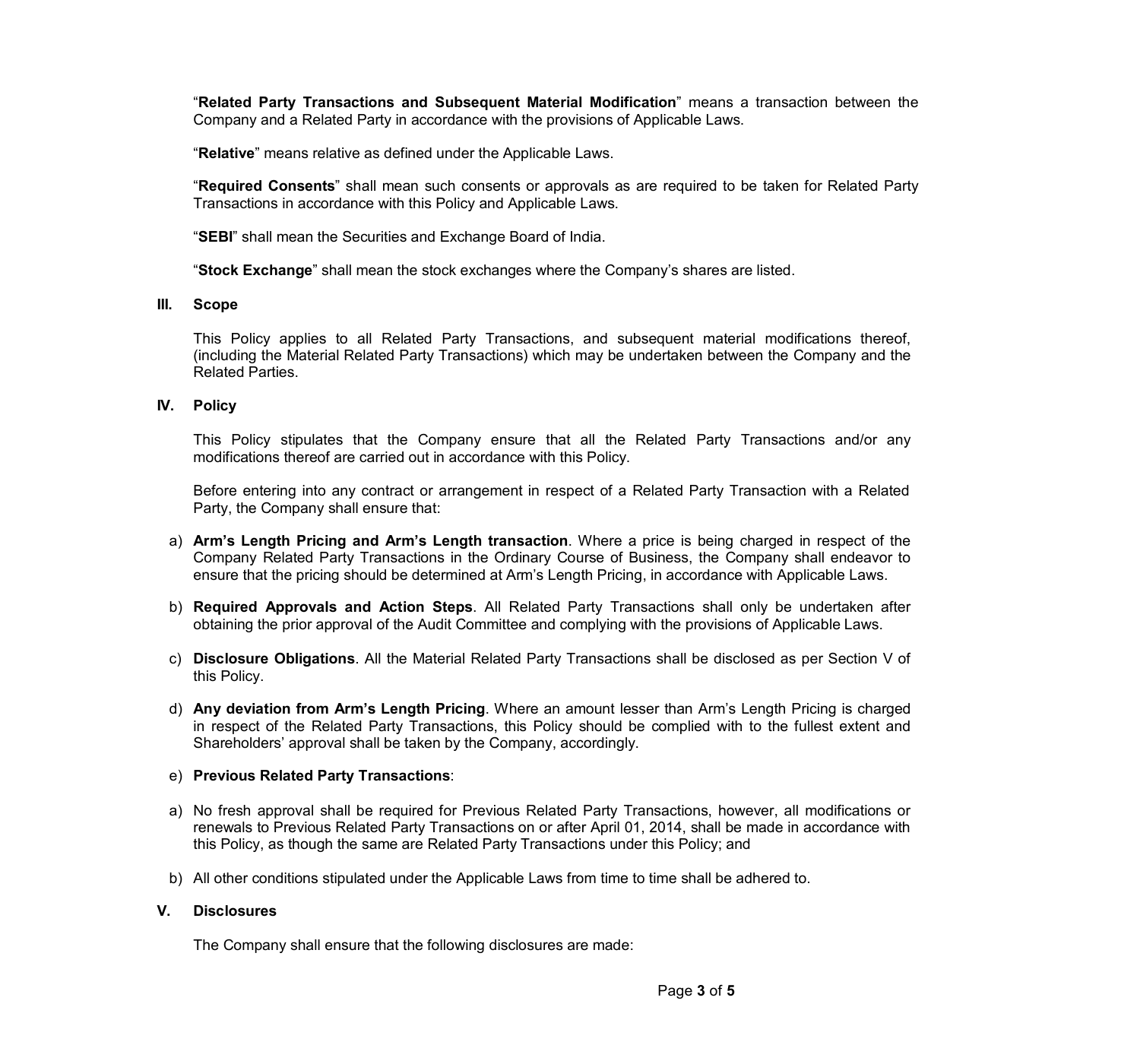"**Related Party Transactions and Subsequent Material Modification**" means a transaction between the Company and a Related Party in accordance with the provisions of Applicable Laws.

"**Relative**" means relative as defined under the Applicable Laws.

"**Required Consents**" shall mean such consents or approvals as are required to be taken for Related Party Transactions in accordance with this Policy and Applicable Laws.

"**SEBI**" shall mean the Securities and Exchange Board of India.

"**Stock Exchange**" shall mean the stock exchanges where the Company's shares are listed.

## III. Scope

This Policy applies to all Related Party Transactions, and subsequent material modifications thereof, (including the Material Related Party Transactions) which may be undertaken between the Company and the Related Parties.

## IV. Policy

This Policy stipulates that the Company ensure that all the Related Party Transactions and/or any modifications thereof are carried out in accordance with this Policy.

Before entering into any contract or arrangement in respect of a Related Party Transaction with a Related Party, the Company shall ensure that:

a) **Arm's Length Pricing and Arm's Length transaction**. Where a price is being charged in respect of the Company Related Party Transactions in the Ordinary Course of Business, the Company shall endeavor to ensure that the pricing should be determined at Arm's Length Pricing, in accordance with Applicable Laws.

b) **Required Approvals and Action Steps**. All Related Party Transactions shall only be undertaken after obtaining the prior approval of the Audit Committee and complying with the provisions of Applicable Laws.

c) **Disclosure Obligations**. All the Material Related Party Transactions shall be disclosed as per Section V of this Policy.

d) **Any deviation from Arm's Length Pricing**. Where an amount lesser than Arm's Length Pricing is charged in respect of the Related Party Transactions, this Policy should be complied with to the fullest extent and Shareholders' approval shall be taken by the Company, accordingly.

e) **Previous Related Party Transactions**:

a) No fresh approval shall be required for Previous Related Party Transactions, however, all modifications or renewals to Previous Related Party Transactions on or after April 01, 2014, shall be made in accordance with this Policy, as though the same are Related Party Transactions under this Policy; and

b) All other conditions stipulated under the Applicable Laws from time to time shall be adhered to.

## V. Disclosures

The Company shall ensure that the following disclosures are made: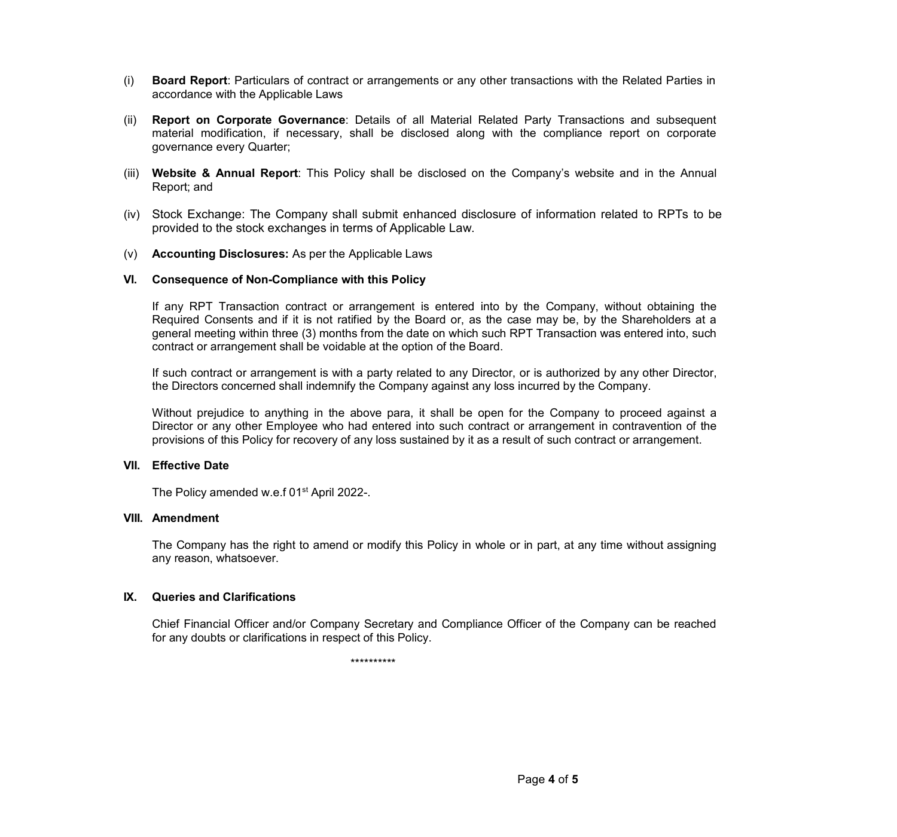(i) **Board Report**: Particulars of contract or arrangements or any other transactions with the Related Parties in accordance with the Applicable Laws

(ii) **Report on Corporate Governance**: Details of all Material Related Party Transactions and subsequent material modification, if necessary, shall be disclosed along with the compliance report on corporate governance every Quarter;

(iii) **Website & Annual Report**: This Policy shall be disclosed on the Company's website and in the Annual Report; and

(iv) Stock Exchange: The Company shall submit enhanced disclosure of information related to RPTs to be provided to the stock exchanges in terms of Applicable Law.

(v) **Accounting Disclosures:** As per the Applicable Laws

## VI. Consequence of Non-Compliance with this Policy

If any RPT Transaction contract or arrangement is entered into by the Company, without obtaining the Required Consents and if it is not ratified by the Board or, as the case may be, by the Shareholders at a general meeting within three (3) months from the date on which such RPT Transaction was entered into, such contract or arrangement shall be voidable at the option of the Board.

If such contract or arrangement is with a party related to any Director, or is authorized by any other Director, the Directors concerned shall indemnify the Company against any loss incurred by the Company.

Without prejudice to anything in the above para, it shall be open for the Company to proceed against a Director or any other Employee who had entered into such contract or arrangement in contravention of the provisions of this Policy for recovery of any loss sustained by it as a result of such contract or arrangement.

## VII. Effective Date

The Policy amended w.e.f 01st April 2022-.

## VIII. Amendment

The Company has the right to amend or modify this Policy in whole or in part, at any time without assigning any reason, whatsoever.

## IX. Queries and Clarifications

Chief Financial Officer and/or Company Secretary and Compliance Officer of the Company can be reached for any doubts or clarifications in respect of this Policy.

**********